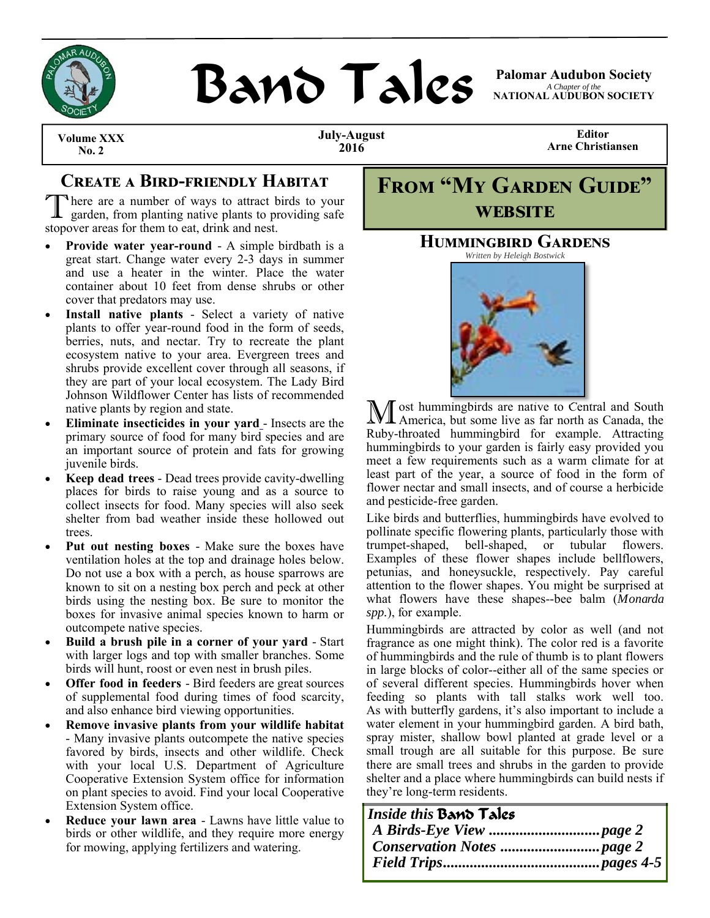# Band Tales

**Palomar Audubon Society**
*A Chapter of the*
**NATIONAL AUDUBON SOCIETY**

**Volume XXX**
**No. 2**

**July-August 2016**

**Editor**
**Arne Christiansen**

## Create a Bird-friendly Habitat

There are a number of ways to attract birds to your garden, from planting native plants to providing safe stopover areas for them to eat, drink and nest.

- **Provide water year-round** - A simple birdbath is a great start. Change water every 2-3 days in summer and use a heater in the winter. Place the water container about 10 feet from dense shrubs or other cover that predators may use.
- **Install native plants** - Select a variety of native plants to offer year-round food in the form of seeds, berries, nuts, and nectar. Try to recreate the plant ecosystem native to your area. Evergreen trees and shrubs provide excellent cover through all seasons, if they are part of your local ecosystem. The Lady Bird Johnson Wildflower Center has lists of recommended native plants by region and state.
- **Eliminate insecticides in your yard** - Insects are the primary source of food for many bird species and are an important source of protein and fats for growing juvenile birds.
- **Keep dead trees** - Dead trees provide cavity-dwelling places for birds to raise young and as a source to collect insects for food. Many species will also seek shelter from bad weather inside these hollowed out trees.
- **Put out nesting boxes** - Make sure the boxes have ventilation holes at the top and drainage holes below. Do not use a box with a perch, as house sparrows are known to sit on a nesting box perch and peck at other birds using the nesting box. Be sure to monitor the boxes for invasive animal species known to harm or outcompete native species.
- **Build a brush pile in a corner of your yard** - Start with larger logs and top with smaller branches. Some birds will hunt, roost or even nest in brush piles.
- **Offer food in feeders** - Bird feeders are great sources of supplemental food during times of food scarcity, and also enhance bird viewing opportunities.
- **Remove invasive plants from your wildlife habitat** - Many invasive plants outcompete the native species favored by birds, insects and other wildlife. Check with your local U.S. Department of Agriculture Cooperative Extension System office for information on plant species to avoid. Find your local Cooperative Extension System office.
- **Reduce your lawn area** - Lawns have little value to birds or other wildlife, and they require more energy for mowing, applying fertilizers and watering.

## From "My Garden Guide" Website

### Hummingbird Gardens

*Written by Heleigh Bostwick*

Most hummingbirds are native to Central and South America, but some live as far north as Canada, the Ruby-throated hummingbird for example. Attracting hummingbirds to your garden is fairly easy provided you meet a few requirements such as a warm climate for at least part of the year, a source of food in the form of flower nectar and small insects, and of course a herbicide and pesticide-free garden.

Like birds and butterflies, hummingbirds have evolved to pollinate specific flowering plants, particularly those with trumpet-shaped, bell-shaped, or tubular flowers. Examples of these flower shapes include bellflowers, petunias, and honeysuckle, respectively. Pay careful attention to the flower shapes. You might be surprised at what flowers have these shapes--bee balm (*Monarda spp.*), for example.

Hummingbirds are attracted by color as well (and not fragrance as one might think). The color red is a favorite of hummingbirds and the rule of thumb is to plant flowers in large blocks of color--either all of the same species or of several different species. Hummingbirds hover when feeding so plants with tall stalks work well too. As with butterfly gardens, it's also important to include a water element in your hummingbird garden. A bird bath, spray mister, shallow bowl planted at grade level or a small trough are all suitable for this purpose. Be sure there are small trees and shrubs in the garden to provide shelter and a place where hummingbirds can build nests if they're long-term residents.

***Inside this* Band Tales**

*A Birds-Eye View ............................ page 2*
*Conservation Notes .......................... page 2*
*Field Trips ........................................ pages 4-5*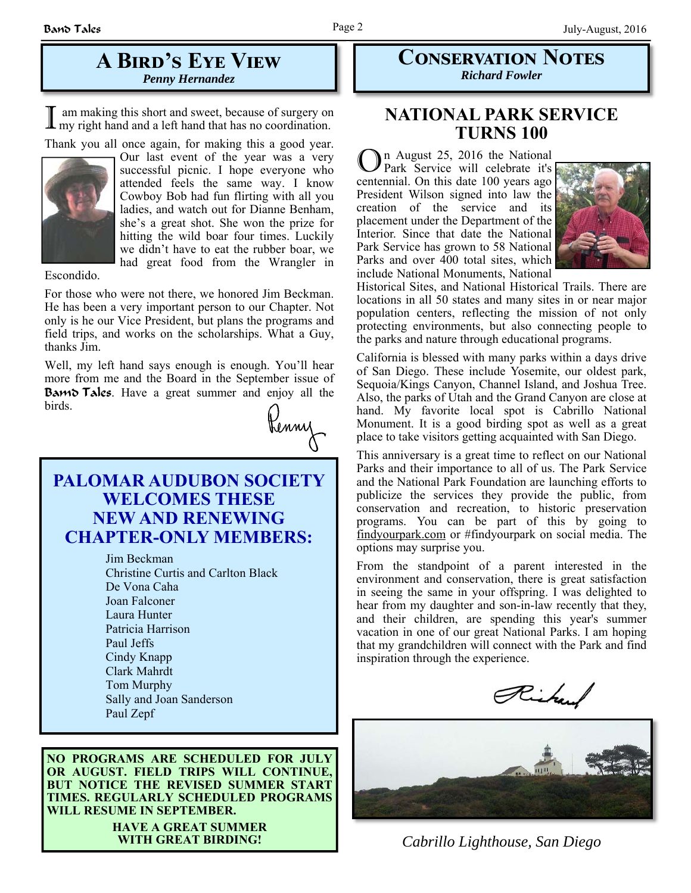## A Bird's Eye View

***Penny Hernandez***

I am making this short and sweet, because of surgery on my right hand and a left hand that has no coordination.

Thank you all once again, for making this a good year. Our last event of the year was a very successful picnic. I hope everyone who attended feels the same way. I know Cowboy Bob had fun flirting with all you ladies, and watch out for Dianne Benham, she's a great shot. She won the prize for hitting the wild boar four times. Luckily we didn't have to eat the rubber boar, we had great food from the Wrangler in Escondido.

For those who were not there, we honored Jim Beckman. He has been a very important person to our Chapter. Not only is he our Vice President, but plans the programs and field trips, and works on the scholarships. What a Guy, thanks Jim.

Well, my left hand says enough is enough. You'll hear more from me and the Board in the September issue of **Band Tales**. Have a great summer and enjoy all the birds.

Penny

## PALOMAR AUDUBON SOCIETY WELCOMES THESE NEW AND RENEWING CHAPTER-ONLY MEMBERS:

Jim Beckman
Christine Curtis and Carlton Black
De Vona Caha
Joan Falconer
Laura Hunter
Patricia Harrison
Paul Jeffs
Cindy Knapp
Clark Mahrdt
Tom Murphy
Sally and Joan Sanderson
Paul Zepf

**NO PROGRAMS ARE SCHEDULED FOR JULY OR AUGUST. FIELD TRIPS WILL CONTINUE, BUT NOTICE THE REVISED SUMMER START TIMES. REGULARLY SCHEDULED PROGRAMS WILL RESUME IN SEPTEMBER.**

**HAVE A GREAT SUMMER WITH GREAT BIRDING!**

## Conservation Notes

***Richard Fowler***

### NATIONAL PARK SERVICE TURNS 100

On August 25, 2016 the National Park Service will celebrate it's centennial. On this date 100 years ago President Wilson signed into law the creation of the service and its placement under the Department of the Interior. Since that date the National Park Service has grown to 58 National Parks and over 400 total sites, which include National Monuments, National Historical Sites, and National Historical Trails. There are locations in all 50 states and many sites in or near major population centers, reflecting the mission of not only protecting environments, but also connecting people to the parks and nature through educational programs.

California is blessed with many parks within a days drive of San Diego. These include Yosemite, our oldest park, Sequoia/Kings Canyon, Channel Island, and Joshua Tree. Also, the parks of Utah and the Grand Canyon are close at hand. My favorite local spot is Cabrillo National Monument. It is a good birding spot as well as a great place to take visitors getting acquainted with San Diego.

This anniversary is a great time to reflect on our National Parks and their importance to all of us. The Park Service and the National Park Foundation are launching efforts to publicize the services they provide the public, from conservation and recreation, to historic preservation programs. You can be part of this by going to findyourpark.com or #findyourpark on social media. The options may surprise you.

From the standpoint of a parent interested in the environment and conservation, there is great satisfaction in seeing the same in your offspring. I was delighted to hear from my daughter and son-in-law recently that they, and their children, are spending this year's summer vacation in one of our great National Parks. I am hoping that my grandchildren will connect with the Park and find inspiration through the experience.

Richard

*Cabrillo Lighthouse, San Diego*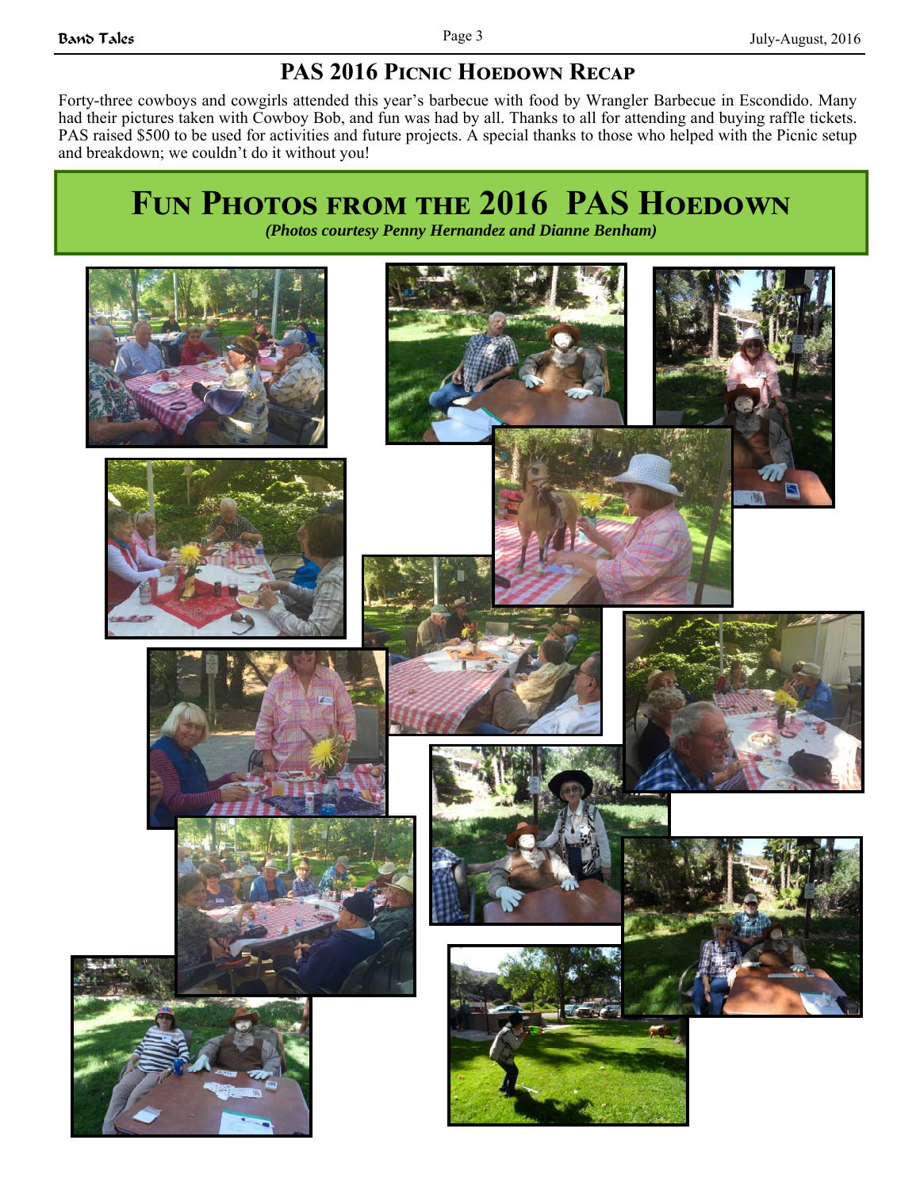## PAS 2016 Picnic Hoedown Recap

Forty-three cowboys and cowgirls attended this year's barbecue with food by Wrangler Barbecue in Escondido. Many had their pictures taken with Cowboy Bob, and fun was had by all. Thanks to all for attending and buying raffle tickets. PAS raised $500 to be used for activities and future projects. A special thanks to those who helped with the Picnic setup and breakdown; we couldn't do it without you!

## Fun Photos from the 2016 PAS Hoedown

***(Photos courtesy Penny Hernandez and Dianne Benham)***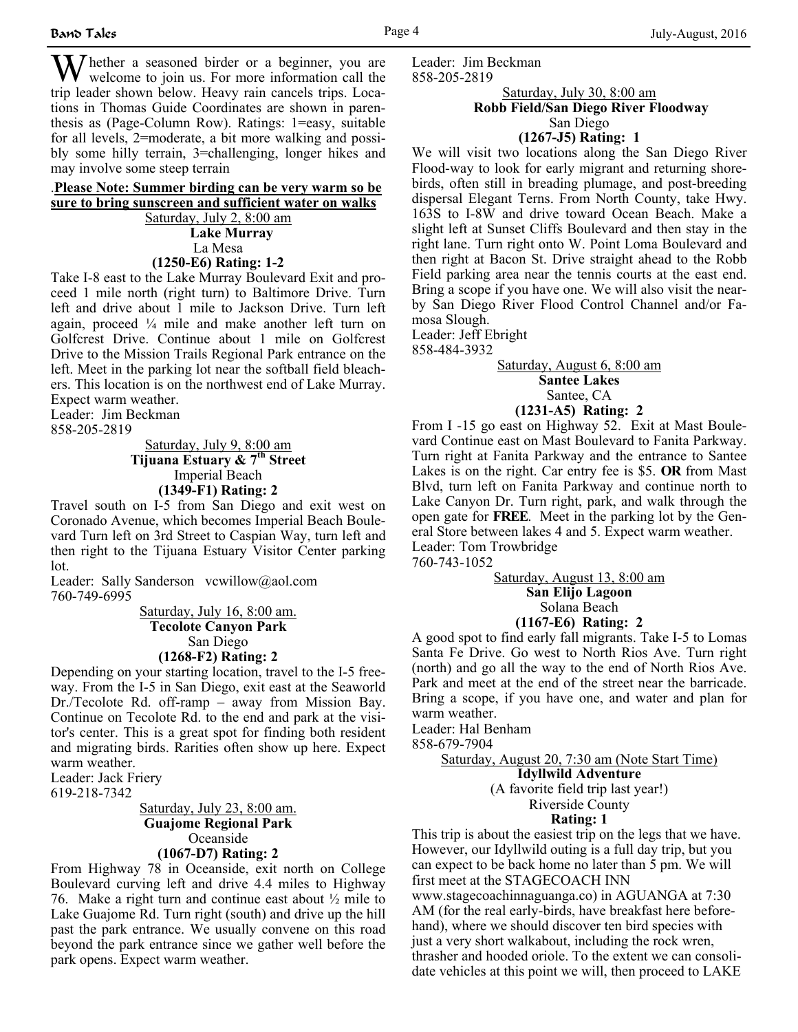**W**hether a seasoned birder or a beginner, you are welcome to join us. For more information call the trip leader shown below. Heavy rain cancels trips. Locations in Thomas Guide Coordinates are shown in parenthesis as (Page-Column Row). Ratings: 1=easy, suitable for all levels, 2=moderate, a bit more walking and possibly some hilly terrain, 3=challenging, longer hikes and may involve some steep terrain

.**Please Note: Summer birding can be very warm so be sure to bring sunscreen and sufficient water on walks**

Saturday, July 2, 8:00 am
**Lake Murray**
La Mesa
**(1250-E6) Rating: 1-2**

Take I-8 east to the Lake Murray Boulevard Exit and proceed 1 mile north (right turn) to Baltimore Drive. Turn left and drive about 1 mile to Jackson Drive. Turn left again, proceed ¼ mile and make another left turn on Golfcrest Drive. Continue about 1 mile on Golfcrest Drive to the Mission Trails Regional Park entrance on the left. Meet in the parking lot near the softball field bleachers. This location is on the northwest end of Lake Murray. Expect warm weather.
Leader: Jim Beckman
858-205-2819

Saturday, July 9, 8:00 am
**Tijuana Estuary & 7th Street**
Imperial Beach
**(1349-F1) Rating: 2**

Travel south on I-5 from San Diego and exit west on Coronado Avenue, which becomes Imperial Beach Boulevard Turn left on 3rd Street to Caspian Way, turn left and then right to the Tijuana Estuary Visitor Center parking lot.
Leader: Sally Sanderson vcwillow@aol.com
760-749-6995

Saturday, July 16, 8:00 am.
**Tecolote Canyon Park**
San Diego
**(1268-F2) Rating: 2**

Depending on your starting location, travel to the I-5 freeway. From the I-5 in San Diego, exit east at the Seaworld Dr./Tecolote Rd. off-ramp – away from Mission Bay. Continue on Tecolote Rd. to the end and park at the visitor's center. This is a great spot for finding both resident and migrating birds. Rarities often show up here. Expect warm weather.
Leader: Jack Friery
619-218-7342

Saturday, July 23, 8:00 am.
**Guajome Regional Park**
Oceanside
**(1067-D7) Rating: 2**

From Highway 78 in Oceanside, exit north on College Boulevard curving left and drive 4.4 miles to Highway 76. Make a right turn and continue east about ½ mile to Lake Guajome Rd. Turn right (south) and drive up the hill past the park entrance. We usually convene on this road beyond the park entrance since we gather well before the park opens. Expect warm weather.
Leader: Jim Beckman
858-205-2819

Saturday, July 30, 8:00 am
**Robb Field/San Diego River Floodway**
San Diego
**(1267-J5) Rating: 1**

We will visit two locations along the San Diego River Flood-way to look for early migrant and returning shorebirds, often still in breading plumage, and post-breeding dispersal Elegant Terns. From North County, take Hwy. 163S to I-8W and drive toward Ocean Beach. Make a slight left at Sunset Cliffs Boulevard and then stay in the right lane. Turn right onto W. Point Loma Boulevard and then right at Bacon St. Drive straight ahead to the Robb Field parking area near the tennis courts at the east end. Bring a scope if you have one. We will also visit the nearby San Diego River Flood Control Channel and/or Famosa Slough.
Leader: Jeff Ebright
858-484-3932

Saturday, August 6, 8:00 am
**Santee Lakes**
Santee, CA
**(1231-A5) Rating: 2**

From I -15 go east on Highway 52. Exit at Mast Boulevard Continue east on Mast Boulevard to Fanita Parkway. Turn right at Fanita Parkway and the entrance to Santee Lakes is on the right. Car entry fee is $5. **OR** from Mast Blvd, turn left on Fanita Parkway and continue north to Lake Canyon Dr. Turn right, park, and walk through the open gate for **FREE**. Meet in the parking lot by the General Store between lakes 4 and 5. Expect warm weather.
Leader: Tom Trowbridge
760-743-1052

Saturday, August 13, 8:00 am
**San Elijo Lagoon**
Solana Beach
**(1167-E6) Rating: 2**

A good spot to find early fall migrants. Take I-5 to Lomas Santa Fe Drive. Go west to North Rios Ave. Turn right (north) and go all the way to the end of North Rios Ave. Park and meet at the end of the street near the barricade. Bring a scope, if you have one, and water and plan for warm weather.
Leader: Hal Benham
858-679-7904

Saturday, August 20, 7:30 am (Note Start Time)
**Idyllwild Adventure**
(A favorite field trip last year!)
Riverside County
**Rating: 1**

This trip is about the easiest trip on the legs that we have. However, our Idyllwild outing is a full day trip, but you can expect to be back home no later than 5 pm. We will first meet at the STAGECOACH INN www.stagecoachinnaguanga.co) in AGUANGA at 7:30 AM (for the real early-birds, have breakfast here beforehand), where we should discover ten bird species with just a very short walkabout, including the rock wren, thrasher and hooded oriole. To the extent we can consolidate vehicles at this point we will, then proceed to LAKE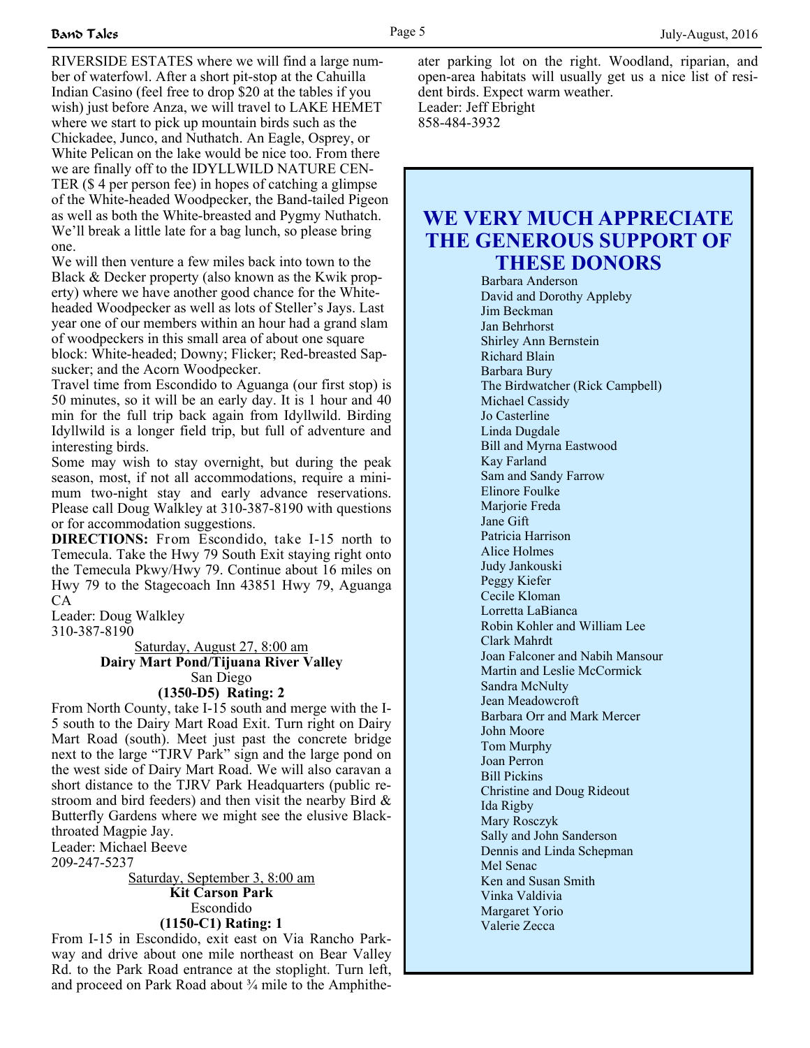RIVERSIDE ESTATES where we will find a large number of waterfowl. After a short pit-stop at the Cahuilla Indian Casino (feel free to drop $20 at the tables if you wish) just before Anza, we will travel to LAKE HEMET where we start to pick up mountain birds such as the Chickadee, Junco, and Nuthatch. An Eagle, Osprey, or White Pelican on the lake would be nice too. From there we are finally off to the IDYLLWILD NATURE CENTER ($ 4 per person fee) in hopes of catching a glimpse of the White-headed Woodpecker, the Band-tailed Pigeon as well as both the White-breasted and Pygmy Nuthatch. We'll break a little late for a bag lunch, so please bring one.

We will then venture a few miles back into town to the Black & Decker property (also known as the Kwik property) where we have another good chance for the White-headed Woodpecker as well as lots of Steller's Jays. Last year one of our members within an hour had a grand slam of woodpeckers in this small area of about one square block: White-headed; Downy; Flicker; Red-breasted Sapsucker; and the Acorn Woodpecker.

Travel time from Escondido to Aguanga (our first stop) is 50 minutes, so it will be an early day. It is 1 hour and 40 min for the full trip back again from Idyllwild. Birding Idyllwild is a longer field trip, but full of adventure and interesting birds.

Some may wish to stay overnight, but during the peak season, most, if not all accommodations, require a minimum two-night stay and early advance reservations. Please call Doug Walkley at 310-387-8190 with questions or for accommodation suggestions.

**DIRECTIONS:** From Escondido, take I-15 north to Temecula. Take the Hwy 79 South Exit staying right onto the Temecula Pkwy/Hwy 79. Continue about 16 miles on Hwy 79 to the Stagecoach Inn 43851 Hwy 79, Aguanga CA

Leader: Doug Walkley
310-387-8190

Saturday, August 27, 8:00 am
**Dairy Mart Pond/Tijuana River Valley**
San Diego
**(1350-D5) Rating: 2**

From North County, take I-15 south and merge with the I-5 south to the Dairy Mart Road Exit. Turn right on Dairy Mart Road (south). Meet just past the concrete bridge next to the large "TJRV Park" sign and the large pond on the west side of Dairy Mart Road. We will also caravan a short distance to the TJRV Park Headquarters (public restroom and bird feeders) and then visit the nearby Bird & Butterfly Gardens where we might see the elusive Black-throated Magpie Jay.

Leader: Michael Beeve
209-247-5237

Saturday, September 3, 8:00 am
**Kit Carson Park**
Escondido
**(1150-C1) Rating: 1**

From I-15 in Escondido, exit east on Via Rancho Parkway and drive about one mile northeast on Bear Valley Rd. to the Park Road entrance at the stoplight. Turn left, and proceed on Park Road about ¾ mile to the Amphitheater parking lot on the right. Woodland, riparian, and open-area habitats will usually get us a nice list of resident birds. Expect warm weather.

Leader: Jeff Ebright
858-484-3932

## WE VERY MUCH APPRECIATE THE GENEROUS SUPPORT OF THESE DONORS

Barbara Anderson
David and Dorothy Appleby
Jim Beckman
Jan Behrhorst
Shirley Ann Bernstein
Richard Blain
Barbara Bury
The Birdwatcher (Rick Campbell)
Michael Cassidy
Jo Casterline
Linda Dugdale
Bill and Myrna Eastwood
Kay Farland
Sam and Sandy Farrow
Elinore Foulke
Marjorie Freda
Jane Gift
Patricia Harrison
Alice Holmes
Judy Jankouski
Peggy Kiefer
Cecile Kloman
Lorretta LaBianca
Robin Kohler and William Lee
Clark Mahrdt
Joan Falconer and Nabih Mansour
Martin and Leslie McCormick
Sandra McNulty
Jean Meadowcroft
Barbara Orr and Mark Mercer
John Moore
Tom Murphy
Joan Perron
Bill Pickins
Christine and Doug Rideout
Ida Rigby
Mary Rosczyk
Sally and John Sanderson
Dennis and Linda Schepman
Mel Senac
Ken and Susan Smith
Vinka Valdivia
Margaret Yorio
Valerie Zecca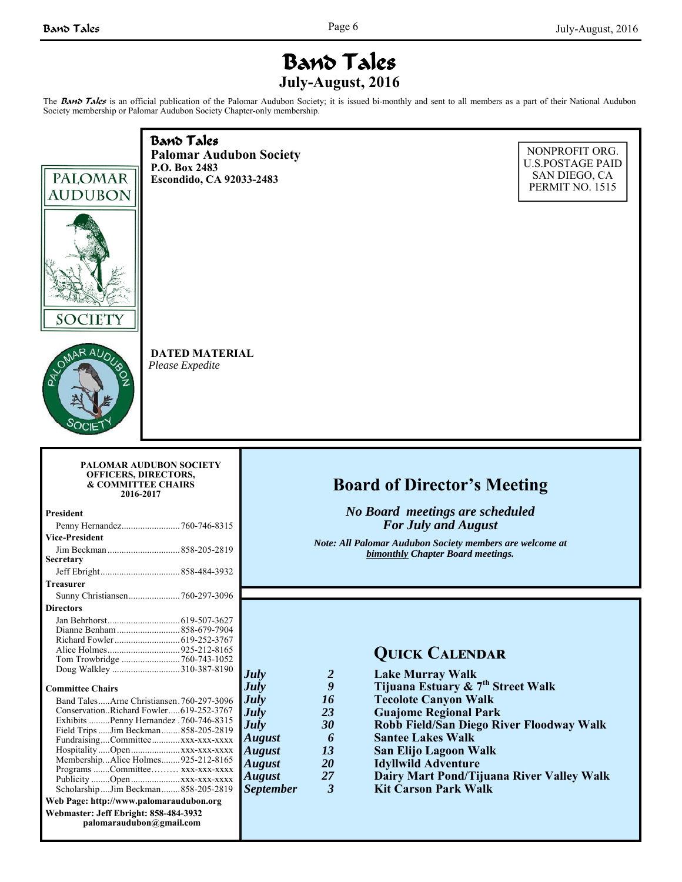# Band Tales

## July-August, 2016

The ***Band Tales*** is an official publication of the Palomar Audubon Society; it is issued bi-monthly and sent to all members as a part of their National Audubon Society membership or Palomar Audubon Society Chapter-only membership.

**Band Tales**
**Palomar Audubon Society**
**P.O. Box 2483**
**Escondido, CA 92033-2483**

NONPROFIT ORG.
U.S.POSTAGE PAID
SAN DIEGO, CA
PERMIT NO. 1515

PALOMAR AUDUBON SOCIETY

**DATED MATERIAL**
*Please Expedite*

**PALOMAR AUDUBON SOCIETY OFFICERS, DIRECTORS, & COMMITTEE CHAIRS 2016-2017**

**President**
Penny Hernandez.........................760-746-8315

**Vice-President**
Jim Beckman...............................858-205-2819

**Secretary**
Jeff Ebright..................................858-484-3932

**Treasurer**
Sunny Christiansen......................760-297-3096

**Directors**
Jan Behrhorst...............................619-507-3627
Dianne Benham............................858-679-7904
Richard Fowler.............................619-252-3767
Alice Holmes................................925-212-8165
Tom Trowbridge ..........................760-743-1052
Doug Walkley ..............................310-387-8190

**Committee Chairs**
Band Tales.....Arne Christiansen.760-297-3096
Conservation..Richard Fowler.....619-252-3767
Exhibits .........Penny Hernandez .760-746-8315
Field Trips .....Jim Beckman........858-205-2819
Fundraising....Committee............xxx-xxx-xxxx
Hospitality.....Open.....................xxx-xxx-xxxx
Membership...Alice Holmes........925-212-8165
Programs .......Committee……… xxx-xxx-xxxx
Publicity ........Open.....................xxx-xxx-xxxx
Scholarship....Jim Beckman........858-205-2819

**Web Page: http://www.palomaraudubon.org**

**Webmaster: Jeff Ebright: 858-484-3932 palomaraudubon@gmail.com**

## Board of Director's Meeting

***No Board meetings are scheduled For July and August***

***Note: All Palomar Audubon Society members are welcome at bimonthly Chapter Board meetings.***

## Quick Calendar

| | | |
|---|---|---|
| *July* | *2* | **Lake Murray Walk** |
| *July* | *9* | **Tijuana Estuary & 7th Street Walk** |
| *July* | *16* | **Tecolote Canyon Walk** |
| *July* | *23* | **Guajome Regional Park** |
| *July* | *30* | **Robb Field/San Diego River Floodway Walk** |
| *August* | *6* | **Santee Lakes Walk** |
| *August* | *13* | **San Elijo Lagoon Walk** |
| *August* | *20* | **Idyllwild Adventure** |
| *August* | *27* | **Dairy Mart Pond/Tijuana River Valley Walk** |
| *September* | *3* | **Kit Carson Park Walk** |